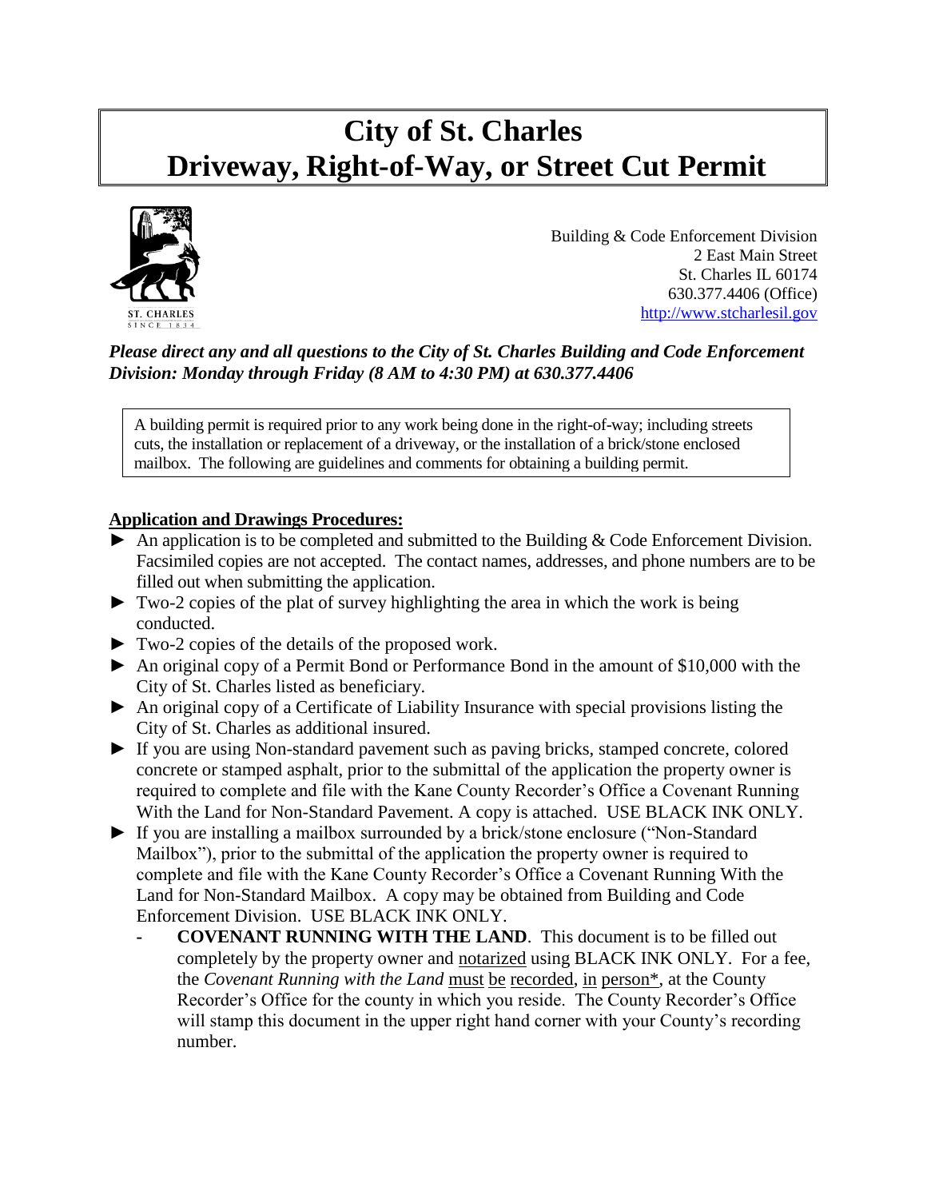# City of St. Charles
# Driveway, Right-of-Way, or Street Cut Permit

ST. CHARLES
SINCE 1834

Building & Code Enforcement Division
2 East Main Street
St. Charles IL 60174
630.377.4406 (Office)
http://www.stcharlesil.gov

***Please direct any and all questions to the City of St. Charles Building and Code Enforcement Division: Monday through Friday (8 AM to 4:30 PM) at 630.377.4406***

A building permit is required prior to any work being done in the right-of-way; including streets cuts, the installation or replacement of a driveway, or the installation of a brick/stone enclosed mailbox. The following are guidelines and comments for obtaining a building permit.

**Application and Drawings Procedures:**

- ► An application is to be completed and submitted to the Building & Code Enforcement Division. Facsimiled copies are not accepted. The contact names, addresses, and phone numbers are to be filled out when submitting the application.
- ► Two-2 copies of the plat of survey highlighting the area in which the work is being conducted.
- ► Two-2 copies of the details of the proposed work.
- ► An original copy of a Permit Bond or Performance Bond in the amount of $10,000 with the City of St. Charles listed as beneficiary.
- ► An original copy of a Certificate of Liability Insurance with special provisions listing the City of St. Charles as additional insured.
- ► If you are using Non-standard pavement such as paving bricks, stamped concrete, colored concrete or stamped asphalt, prior to the submittal of the application the property owner is required to complete and file with the Kane County Recorder's Office a Covenant Running With the Land for Non-Standard Pavement. A copy is attached. USE BLACK INK ONLY.
- ► If you are installing a mailbox surrounded by a brick/stone enclosure ("Non-Standard Mailbox"), prior to the submittal of the application the property owner is required to complete and file with the Kane County Recorder's Office a Covenant Running With the Land for Non-Standard Mailbox. A copy may be obtained from Building and Code Enforcement Division. USE BLACK INK ONLY.
  - **COVENANT RUNNING WITH THE LAND**. This document is to be filled out completely by the property owner and notarized using BLACK INK ONLY. For a fee, the *Covenant Running with the Land* must be recorded, in person*, at the County Recorder's Office for the county in which you reside. The County Recorder's Office will stamp this document in the upper right hand corner with your County's recording number.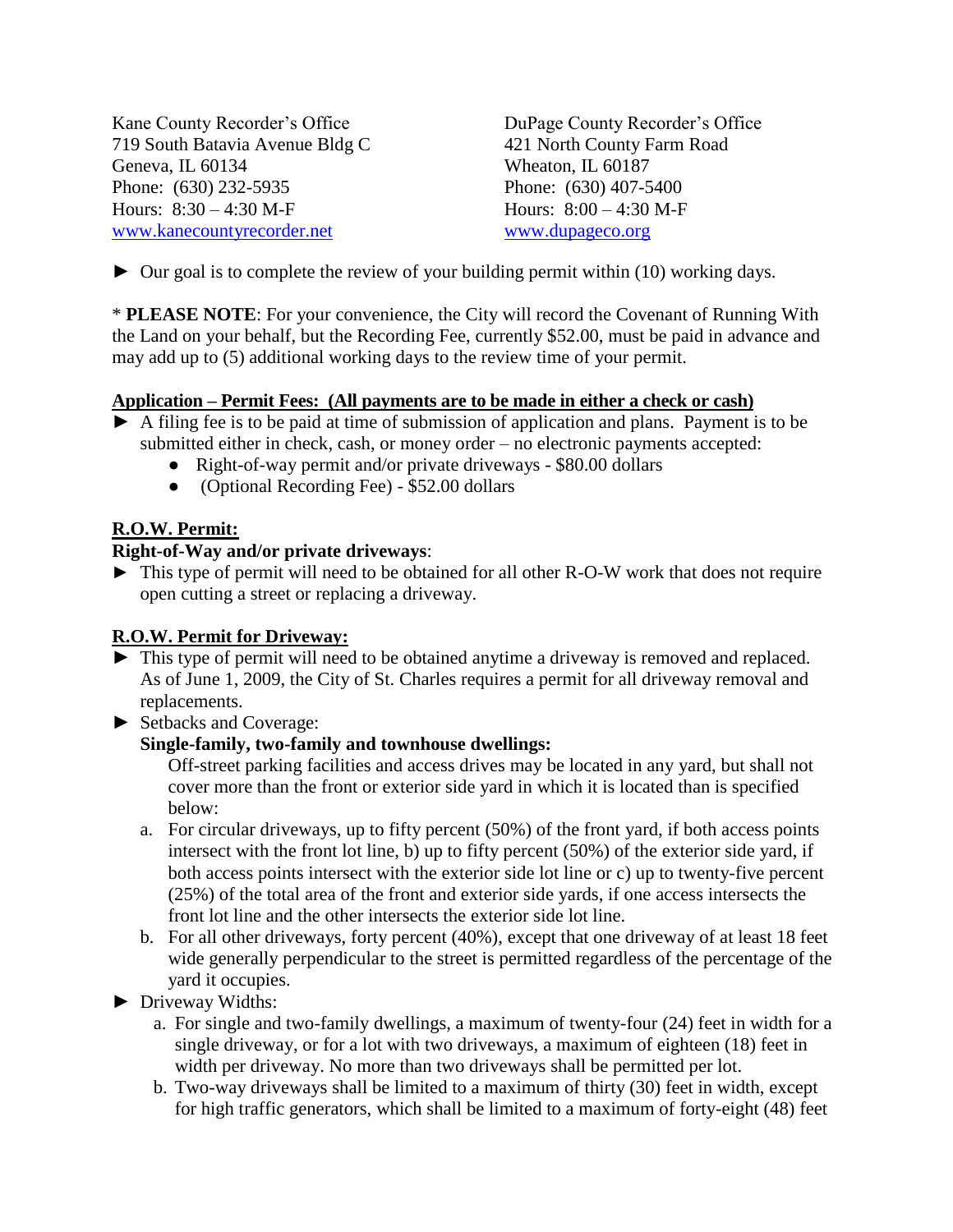Kane County Recorder's Office
719 South Batavia Avenue Bldg C
Geneva, IL 60134
Phone: (630) 232-5935
Hours: 8:30 – 4:30 M-F
www.kanecountyrecorder.net

DuPage County Recorder's Office
421 North County Farm Road
Wheaton, IL 60187
Phone: (630) 407-5400
Hours: 8:00 – 4:30 M-F
www.dupageco.org

► Our goal is to complete the review of your building permit within (10) working days.

* **PLEASE NOTE**: For your convenience, the City will record the Covenant of Running With the Land on your behalf, but the Recording Fee, currently $52.00, must be paid in advance and may add up to (5) additional working days to the review time of your permit.

**Application – Permit Fees: (All payments are to be made in either a check or cash)**

► A filing fee is to be paid at time of submission of application and plans. Payment is to be submitted either in check, cash, or money order – no electronic payments accepted:
- Right-of-way permit and/or private driveways - $80.00 dollars
- (Optional Recording Fee) - $52.00 dollars

**R.O.W. Permit:**

**Right-of-Way and/or private driveways**:

► This type of permit will need to be obtained for all other R-O-W work that does not require open cutting a street or replacing a driveway.

**R.O.W. Permit for Driveway:**

► This type of permit will need to be obtained anytime a driveway is removed and replaced. As of June 1, 2009, the City of St. Charles requires a permit for all driveway removal and replacements.

► Setbacks and Coverage:

**Single-family, two-family and townhouse dwellings:**

Off-street parking facilities and access drives may be located in any yard, but shall not cover more than the front or exterior side yard in which it is located than is specified below:

a. For circular driveways, up to fifty percent (50%) of the front yard, if both access points intersect with the front lot line, b) up to fifty percent (50%) of the exterior side yard, if both access points intersect with the exterior side lot line or c) up to twenty-five percent (25%) of the total area of the front and exterior side yards, if one access intersects the front lot line and the other intersects the exterior side lot line.
b. For all other driveways, forty percent (40%), except that one driveway of at least 18 feet wide generally perpendicular to the street is permitted regardless of the percentage of the yard it occupies.

► Driveway Widths:

a. For single and two-family dwellings, a maximum of twenty-four (24) feet in width for a single driveway, or for a lot with two driveways, a maximum of eighteen (18) feet in width per driveway. No more than two driveways shall be permitted per lot.
b. Two-way driveways shall be limited to a maximum of thirty (30) feet in width, except for high traffic generators, which shall be limited to a maximum of forty-eight (48) feet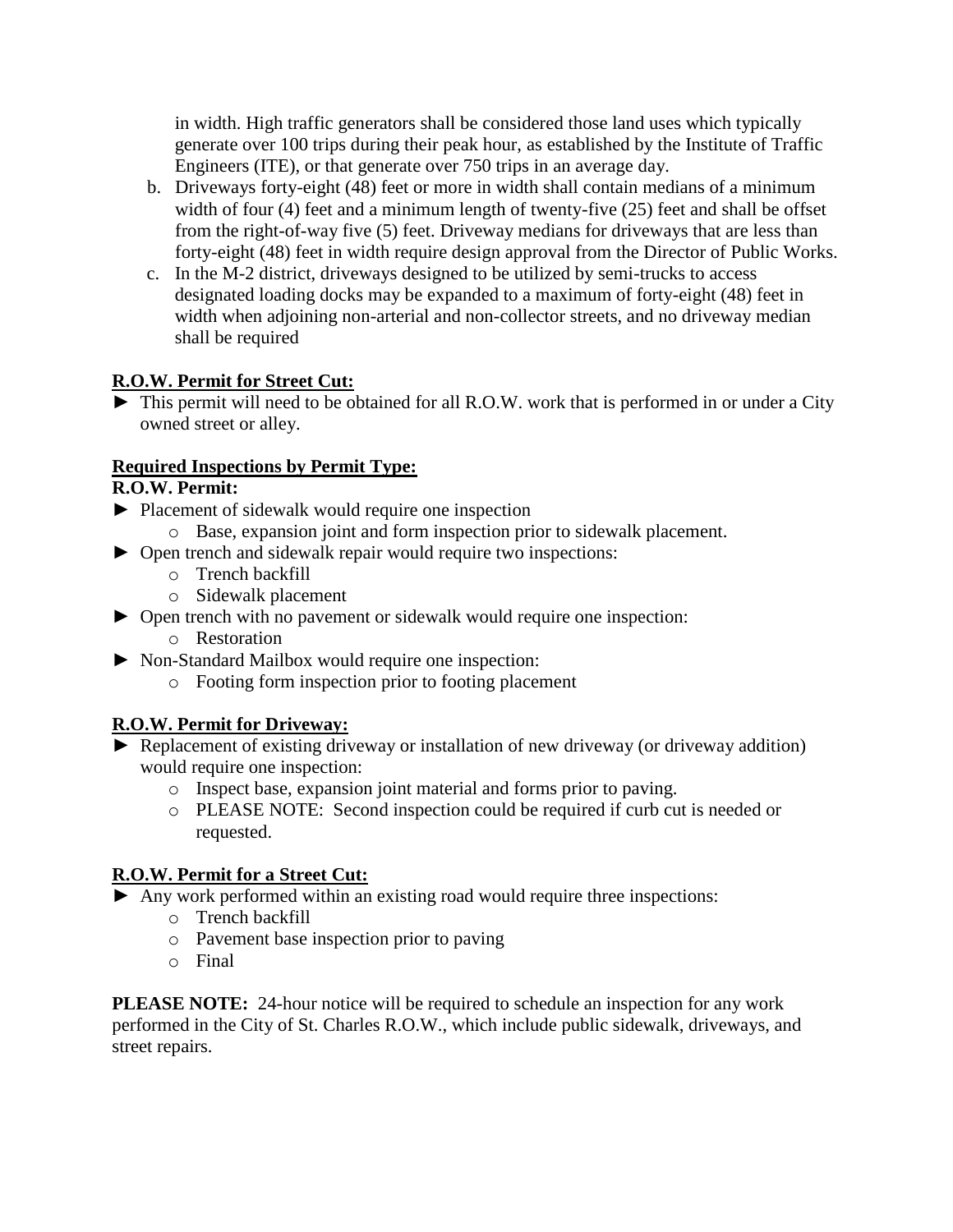in width. High traffic generators shall be considered those land uses which typically generate over 100 trips during their peak hour, as established by the Institute of Traffic Engineers (ITE), or that generate over 750 trips in an average day.

b. Driveways forty-eight (48) feet or more in width shall contain medians of a minimum width of four (4) feet and a minimum length of twenty-five (25) feet and shall be offset from the right-of-way five (5) feet. Driveway medians for driveways that are less than forty-eight (48) feet in width require design approval from the Director of Public Works.

c. In the M-2 district, driveways designed to be utilized by semi-trucks to access designated loading docks may be expanded to a maximum of forty-eight (48) feet in width when adjoining non-arterial and non-collector streets, and no driveway median shall be required

**R.O.W. Permit for Street Cut:**

► This permit will need to be obtained for all R.O.W. work that is performed in or under a City owned street or alley.

**Required Inspections by Permit Type:**

**R.O.W. Permit:**

► Placement of sidewalk would require one inspection
  - Base, expansion joint and form inspection prior to sidewalk placement.

► Open trench and sidewalk repair would require two inspections:
  - Trench backfill
  - Sidewalk placement

► Open trench with no pavement or sidewalk would require one inspection:
  - Restoration

► Non-Standard Mailbox would require one inspection:
  - Footing form inspection prior to footing placement

**R.O.W. Permit for Driveway:**

► Replacement of existing driveway or installation of new driveway (or driveway addition) would require one inspection:
  - Inspect base, expansion joint material and forms prior to paving.
  - PLEASE NOTE: Second inspection could be required if curb cut is needed or requested.

**R.O.W. Permit for a Street Cut:**

► Any work performed within an existing road would require three inspections:
  - Trench backfill
  - Pavement base inspection prior to paving
  - Final

**PLEASE NOTE:** 24-hour notice will be required to schedule an inspection for any work performed in the City of St. Charles R.O.W., which include public sidewalk, driveways, and street repairs.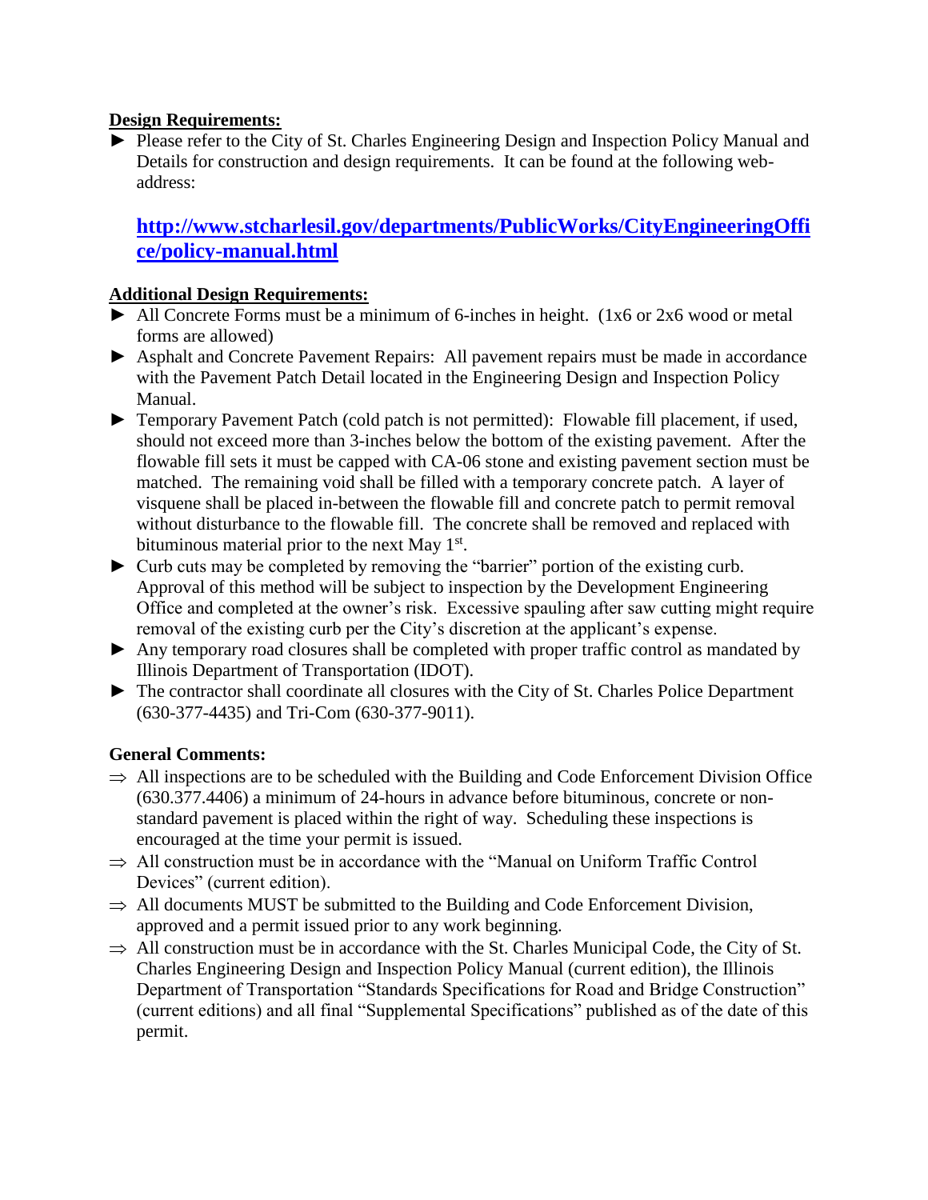**Design Requirements:**

- ► Please refer to the City of St. Charles Engineering Design and Inspection Policy Manual and Details for construction and design requirements. It can be found at the following web-address:

  **http://www.stcharlesil.gov/departments/PublicWorks/CityEngineeringOffice/policy-manual.html**

**Additional Design Requirements:**

- ► All Concrete Forms must be a minimum of 6-inches in height. (1x6 or 2x6 wood or metal forms are allowed)
- ► Asphalt and Concrete Pavement Repairs: All pavement repairs must be made in accordance with the Pavement Patch Detail located in the Engineering Design and Inspection Policy Manual.
- ► Temporary Pavement Patch (cold patch is not permitted): Flowable fill placement, if used, should not exceed more than 3-inches below the bottom of the existing pavement. After the flowable fill sets it must be capped with CA-06 stone and existing pavement section must be matched. The remaining void shall be filled with a temporary concrete patch. A layer of visquene shall be placed in-between the flowable fill and concrete patch to permit removal without disturbance to the flowable fill. The concrete shall be removed and replaced with bituminous material prior to the next May 1st.
- ► Curb cuts may be completed by removing the "barrier" portion of the existing curb. Approval of this method will be subject to inspection by the Development Engineering Office and completed at the owner's risk. Excessive spauling after saw cutting might require removal of the existing curb per the City's discretion at the applicant's expense.
- ► Any temporary road closures shall be completed with proper traffic control as mandated by Illinois Department of Transportation (IDOT).
- ► The contractor shall coordinate all closures with the City of St. Charles Police Department (630-377-4435) and Tri-Com (630-377-9011).

**General Comments:**

- ⇒ All inspections are to be scheduled with the Building and Code Enforcement Division Office (630.377.4406) a minimum of 24-hours in advance before bituminous, concrete or non-standard pavement is placed within the right of way. Scheduling these inspections is encouraged at the time your permit is issued.
- ⇒ All construction must be in accordance with the "Manual on Uniform Traffic Control Devices" (current edition).
- ⇒ All documents MUST be submitted to the Building and Code Enforcement Division, approved and a permit issued prior to any work beginning.
- ⇒ All construction must be in accordance with the St. Charles Municipal Code, the City of St. Charles Engineering Design and Inspection Policy Manual (current edition), the Illinois Department of Transportation "Standards Specifications for Road and Bridge Construction" (current editions) and all final "Supplemental Specifications" published as of the date of this permit.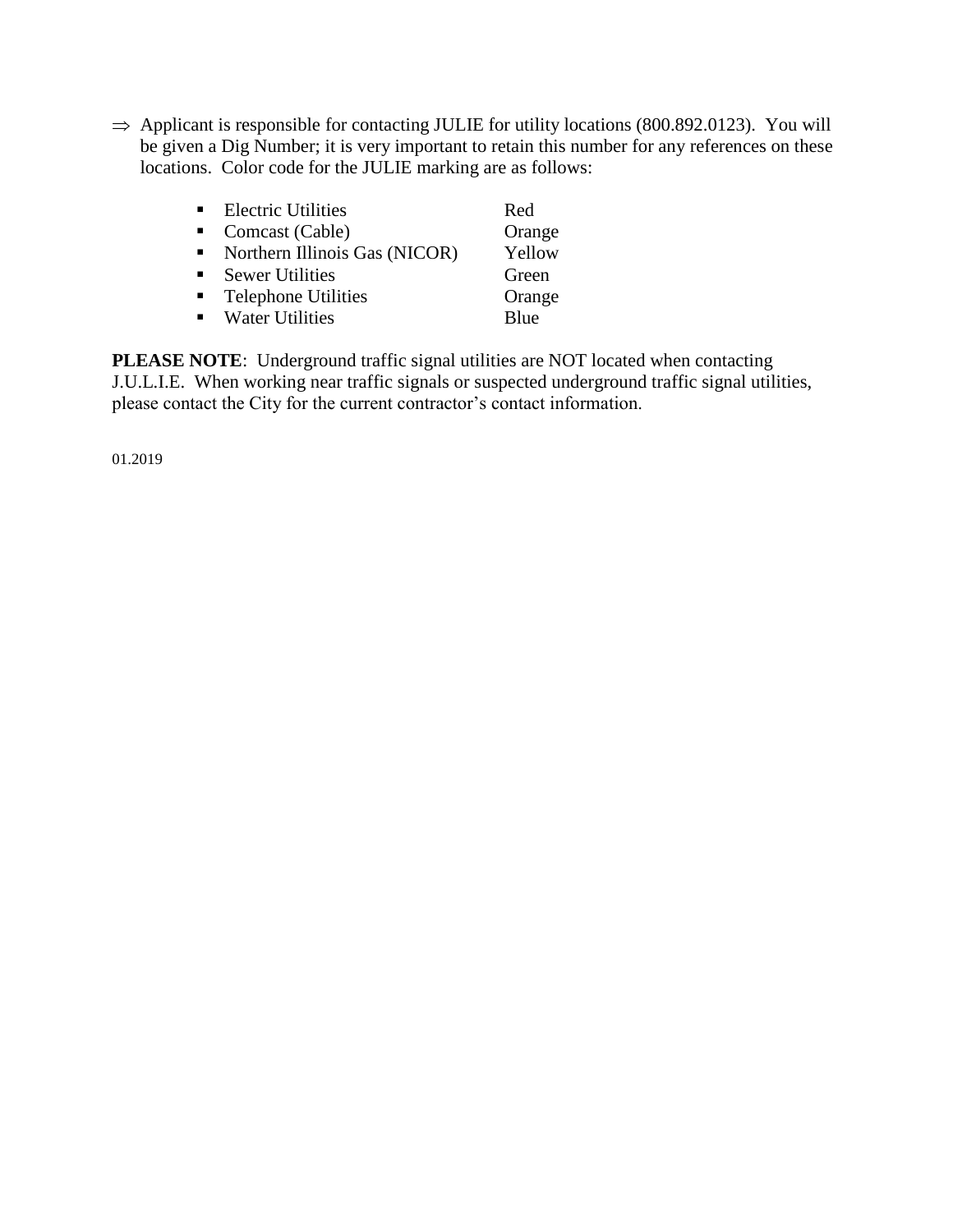⇒ Applicant is responsible for contacting JULIE for utility locations (800.892.0123). You will be given a Dig Number; it is very important to retain this number for any references on these locations. Color code for the JULIE marking are as follows:

- Electric Utilities — Red
- Comcast (Cable) — Orange
- Northern Illinois Gas (NICOR) — Yellow
- Sewer Utilities — Green
- Telephone Utilities — Orange
- Water Utilities — Blue

**PLEASE NOTE**: Underground traffic signal utilities are NOT located when contacting J.U.L.I.E. When working near traffic signals or suspected underground traffic signal utilities, please contact the City for the current contractor's contact information.

01.2019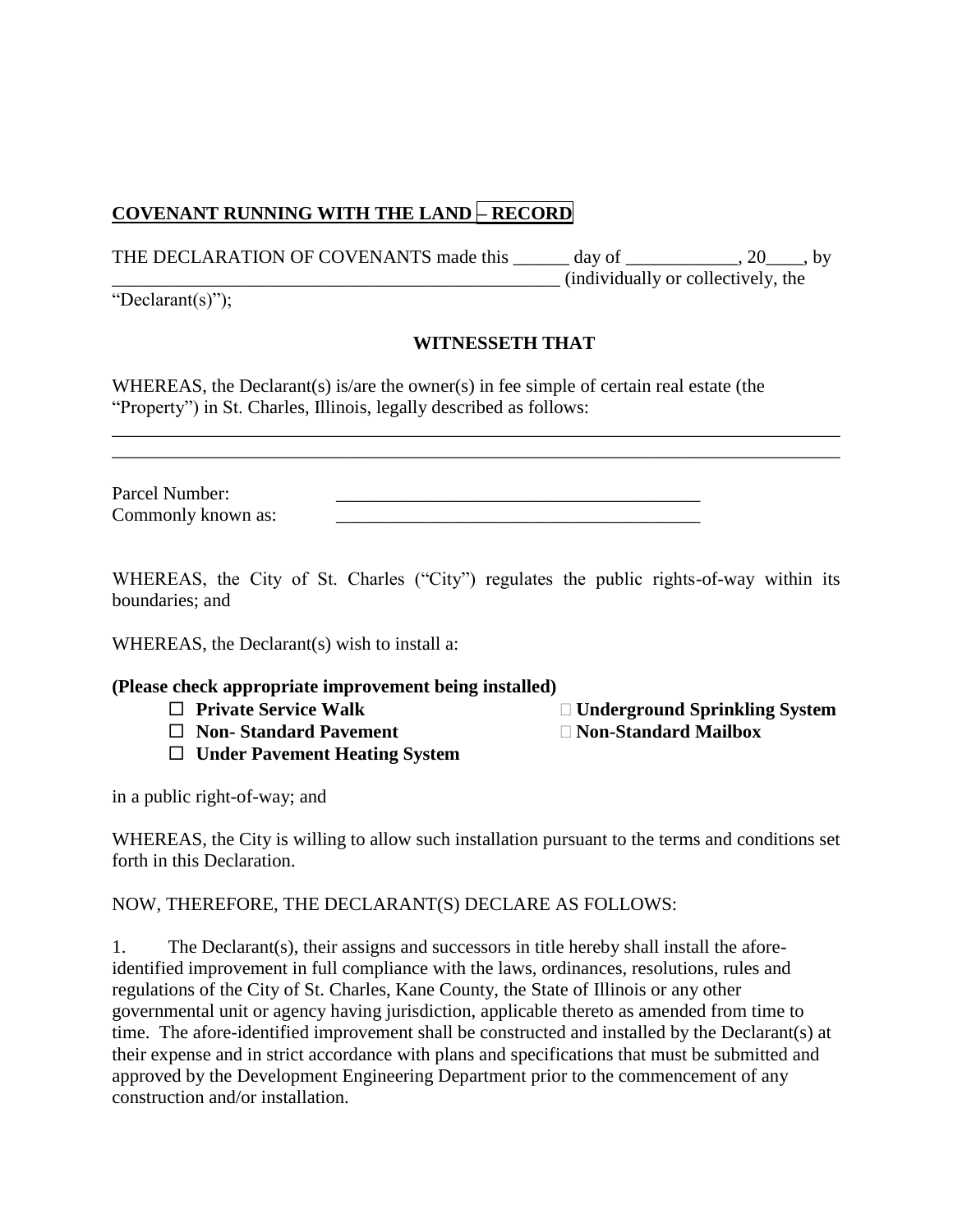**COVENANT RUNNING WITH THE LAND – RECORD**

THE DECLARATION OF COVENANTS made this ______ day of ____________, 20____, by _________________________________________________ (individually or collectively, the "Declarant(s)");

**WITNESSETH THAT**

WHEREAS, the Declarant(s) is/are the owner(s) in fee simple of certain real estate (the "Property") in St. Charles, Illinois, legally described as follows:

________________________________________________________________________________
________________________________________________________________________________

Parcel Number: ________________________________________
Commonly known as: ________________________________________

WHEREAS, the City of St. Charles ("City") regulates the public rights-of-way within its boundaries; and

WHEREAS, the Declarant(s) wish to install a:

**(Please check appropriate improvement being installed)**

- ☐ **Private Service Walk**
- ☐ **Non- Standard Pavement**
- ☐ **Under Pavement Heating System**
- ☐ **Underground Sprinkling System**
- ☐ **Non-Standard Mailbox**

in a public right-of-way; and

WHEREAS, the City is willing to allow such installation pursuant to the terms and conditions set forth in this Declaration.

NOW, THEREFORE, THE DECLARANT(S) DECLARE AS FOLLOWS:

1. The Declarant(s), their assigns and successors in title hereby shall install the afore-identified improvement in full compliance with the laws, ordinances, resolutions, rules and regulations of the City of St. Charles, Kane County, the State of Illinois or any other governmental unit or agency having jurisdiction, applicable thereto as amended from time to time. The afore-identified improvement shall be constructed and installed by the Declarant(s) at their expense and in strict accordance with plans and specifications that must be submitted and approved by the Development Engineering Department prior to the commencement of any construction and/or installation.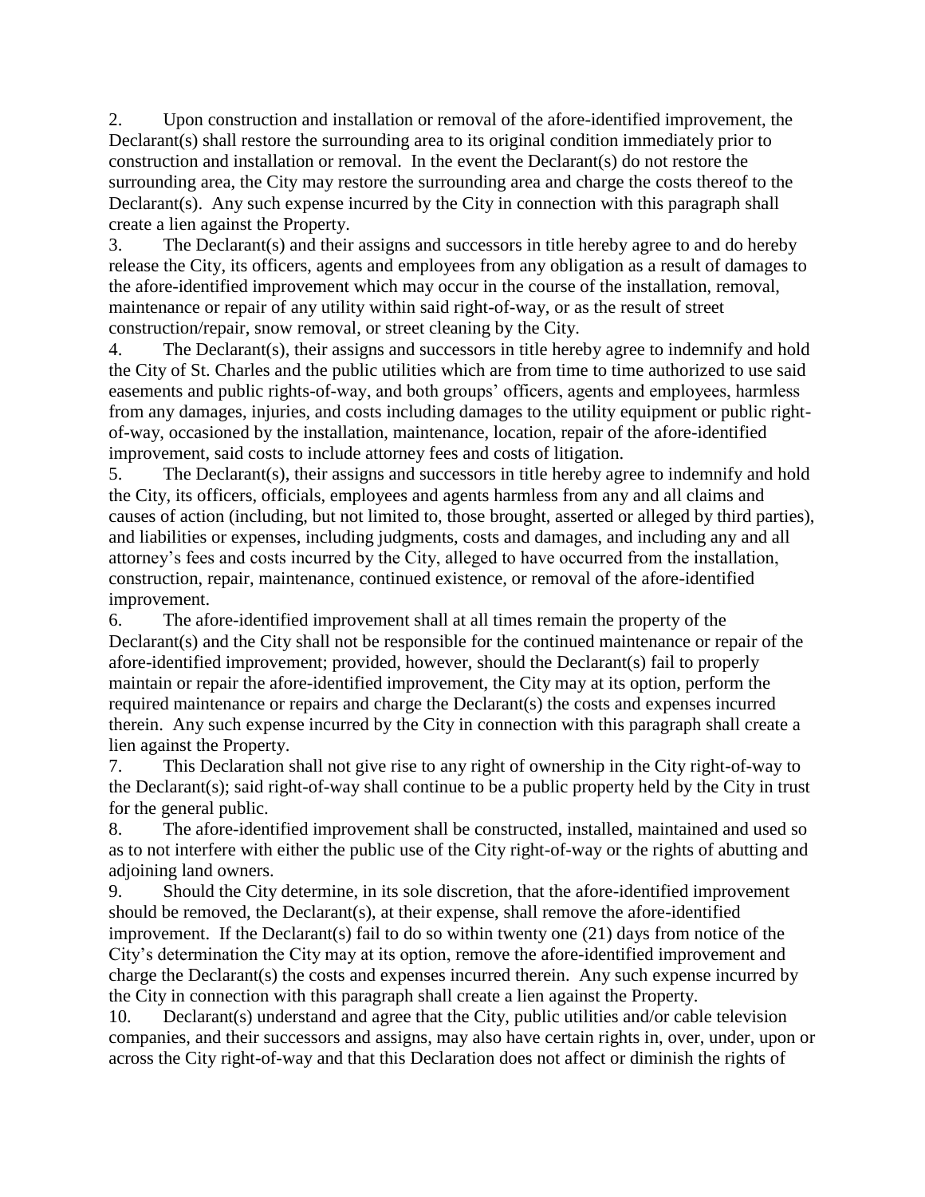2. Upon construction and installation or removal of the afore-identified improvement, the Declarant(s) shall restore the surrounding area to its original condition immediately prior to construction and installation or removal. In the event the Declarant(s) do not restore the surrounding area, the City may restore the surrounding area and charge the costs thereof to the Declarant(s). Any such expense incurred by the City in connection with this paragraph shall create a lien against the Property.

3. The Declarant(s) and their assigns and successors in title hereby agree to and do hereby release the City, its officers, agents and employees from any obligation as a result of damages to the afore-identified improvement which may occur in the course of the installation, removal, maintenance or repair of any utility within said right-of-way, or as the result of street construction/repair, snow removal, or street cleaning by the City.

4. The Declarant(s), their assigns and successors in title hereby agree to indemnify and hold the City of St. Charles and the public utilities which are from time to time authorized to use said easements and public rights-of-way, and both groups' officers, agents and employees, harmless from any damages, injuries, and costs including damages to the utility equipment or public right-of-way, occasioned by the installation, maintenance, location, repair of the afore-identified improvement, said costs to include attorney fees and costs of litigation.

5. The Declarant(s), their assigns and successors in title hereby agree to indemnify and hold the City, its officers, officials, employees and agents harmless from any and all claims and causes of action (including, but not limited to, those brought, asserted or alleged by third parties), and liabilities or expenses, including judgments, costs and damages, and including any and all attorney's fees and costs incurred by the City, alleged to have occurred from the installation, construction, repair, maintenance, continued existence, or removal of the afore-identified improvement.

6. The afore-identified improvement shall at all times remain the property of the Declarant(s) and the City shall not be responsible for the continued maintenance or repair of the afore-identified improvement; provided, however, should the Declarant(s) fail to properly maintain or repair the afore-identified improvement, the City may at its option, perform the required maintenance or repairs and charge the Declarant(s) the costs and expenses incurred therein. Any such expense incurred by the City in connection with this paragraph shall create a lien against the Property.

7. This Declaration shall not give rise to any right of ownership in the City right-of-way to the Declarant(s); said right-of-way shall continue to be a public property held by the City in trust for the general public.

8. The afore-identified improvement shall be constructed, installed, maintained and used so as to not interfere with either the public use of the City right-of-way or the rights of abutting and adjoining land owners.

9. Should the City determine, in its sole discretion, that the afore-identified improvement should be removed, the Declarant(s), at their expense, shall remove the afore-identified improvement. If the Declarant(s) fail to do so within twenty one (21) days from notice of the City's determination the City may at its option, remove the afore-identified improvement and charge the Declarant(s) the costs and expenses incurred therein. Any such expense incurred by the City in connection with this paragraph shall create a lien against the Property.

10. Declarant(s) understand and agree that the City, public utilities and/or cable television companies, and their successors and assigns, may also have certain rights in, over, under, upon or across the City right-of-way and that this Declaration does not affect or diminish the rights of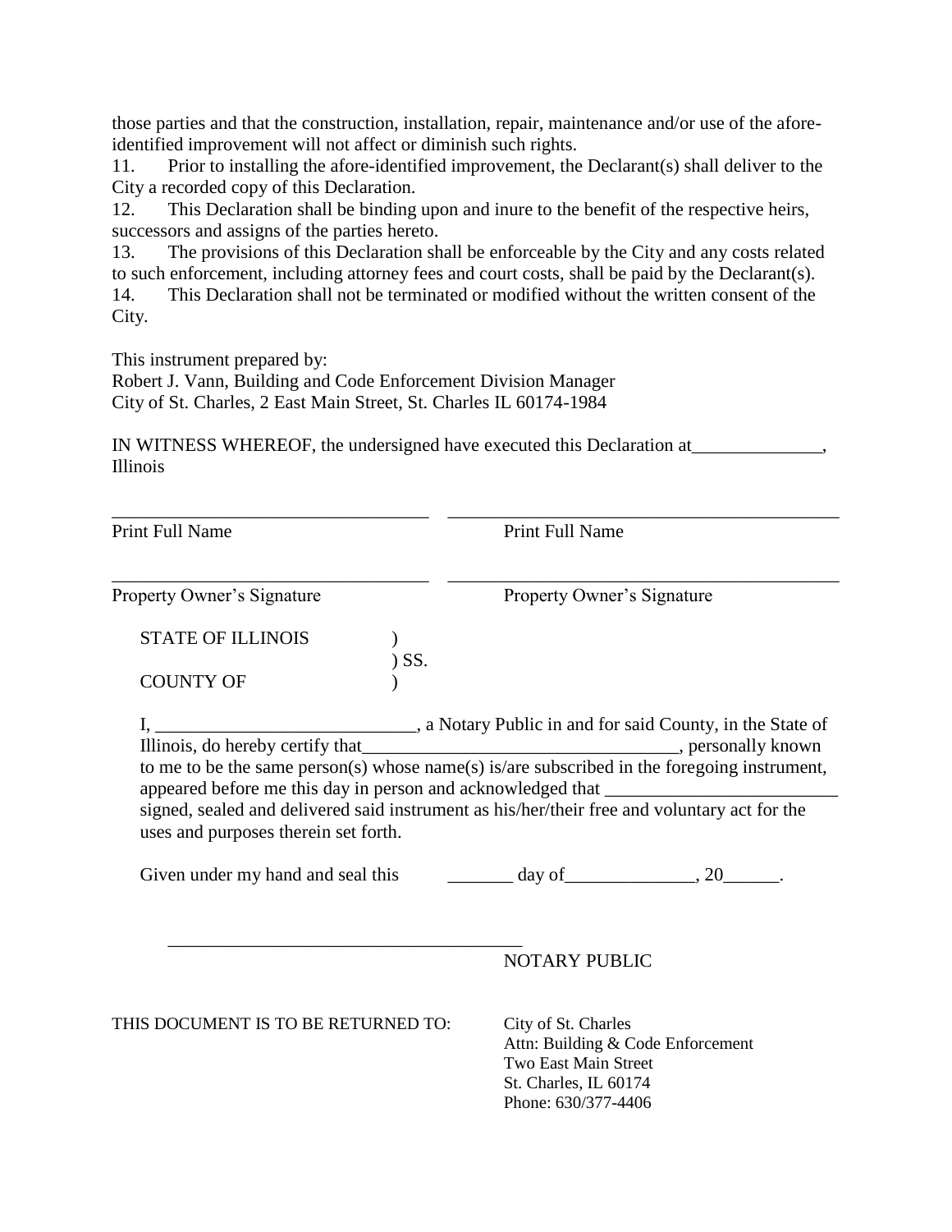those parties and that the construction, installation, repair, maintenance and/or use of the afore-identified improvement will not affect or diminish such rights.

11. Prior to installing the afore-identified improvement, the Declarant(s) shall deliver to the City a recorded copy of this Declaration.

12. This Declaration shall be binding upon and inure to the benefit of the respective heirs, successors and assigns of the parties hereto.

13. The provisions of this Declaration shall be enforceable by the City and any costs related to such enforcement, including attorney fees and court costs, shall be paid by the Declarant(s).

14. This Declaration shall not be terminated or modified without the written consent of the City.

This instrument prepared by:
Robert J. Vann, Building and Code Enforcement Division Manager
City of St. Charles, 2 East Main Street, St. Charles IL 60174-1984

IN WITNESS WHEREOF, the undersigned have executed this Declaration at______________, Illinois

__________________________________ __________________________________
Print Full Name Print Full Name

__________________________________ __________________________________
Property Owner's Signature Property Owner's Signature

STATE OF ILLINOIS )
) SS.
COUNTY OF )

I, ____________________________, a Notary Public in and for said County, in the State of Illinois, do hereby certify that__________________________________, personally known to me to be the same person(s) whose name(s) is/are subscribed in the foregoing instrument, appeared before me this day in person and acknowledged that _________________________ signed, sealed and delivered said instrument as his/her/their free and voluntary act for the uses and purposes therein set forth.

Given under my hand and seal this _______ day of______________, 20______.

______________________________________
NOTARY PUBLIC

THIS DOCUMENT IS TO BE RETURNED TO:

City of St. Charles
Attn: Building & Code Enforcement
Two East Main Street
St. Charles, IL 60174
Phone: 630/377-4406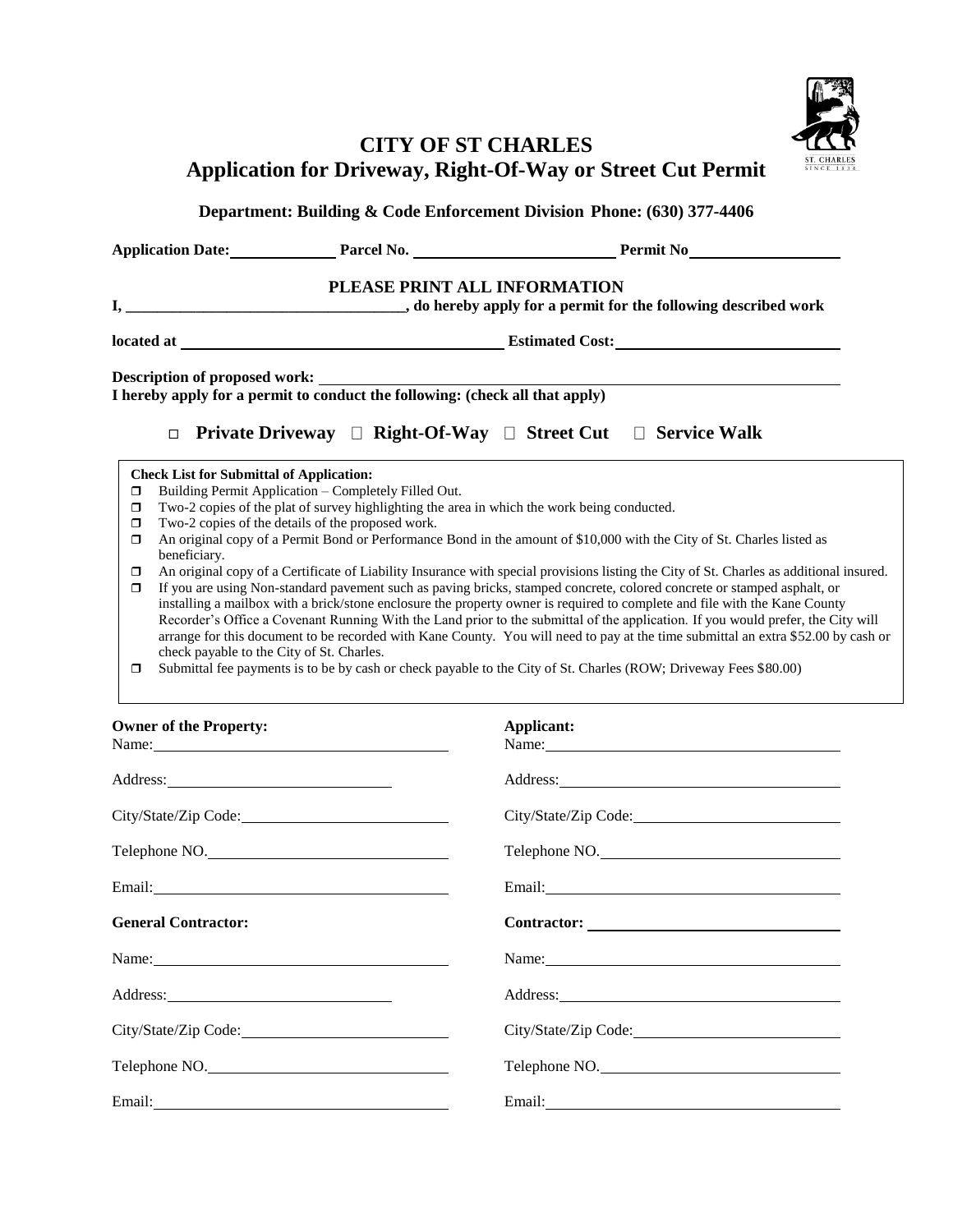# CITY OF ST CHARLES

## Application for Driveway, Right-Of-Way or Street Cut Permit

**Department: Building & Code Enforcement Division Phone: (630) 377-4406**

**Application Date:** \_\_\_\_\_\_\_\_\_\_ **Parcel No.** \_\_\_\_\_\_\_\_\_\_\_\_\_\_\_\_\_\_\_\_ **Permit No** \_\_\_\_\_\_\_\_\_\_\_\_\_\_\_

**PLEASE PRINT ALL INFORMATION**

**I, \_\_\_\_\_\_\_\_\_\_\_\_\_\_\_\_\_\_\_\_\_\_\_\_\_\_\_\_\_\_\_\_\_\_\_, do hereby apply for a permit for the following described work**

**located at** \_\_\_\_\_\_\_\_\_\_\_\_\_\_\_\_\_\_\_\_\_\_\_\_\_\_\_\_\_\_\_\_\_\_\_\_ **Estimated Cost:** \_\_\_\_\_\_\_\_\_\_\_\_\_\_\_\_\_\_\_\_\_\_

**Description of proposed work:** \_\_\_\_\_\_\_\_\_\_\_\_\_\_\_\_\_\_\_\_\_\_\_\_\_\_\_\_\_\_\_\_\_\_\_\_\_\_\_\_\_\_\_\_\_\_\_\_\_\_\_\_\_\_\_\_

**I hereby apply for a permit to conduct the following: (check all that apply)**

- ☐ **Private Driveway** ☐ **Right-Of-Way** ☐ **Street Cut** ☐ **Service Walk**

**Check List for Submittal of Application:**

- ☐ Building Permit Application – Completely Filled Out.
- ☐ Two-2 copies of the plat of survey highlighting the area in which the work being conducted.
- ☐ Two-2 copies of the details of the proposed work.
- ☐ An original copy of a Permit Bond or Performance Bond in the amount of $10,000 with the City of St. Charles listed as beneficiary.
- ☐ An original copy of a Certificate of Liability Insurance with special provisions listing the City of St. Charles as additional insured.
- ☐ If you are using Non-standard pavement such as paving bricks, stamped concrete, colored concrete or stamped asphalt, or installing a mailbox with a brick/stone enclosure the property owner is required to complete and file with the Kane County Recorder's Office a Covenant Running With the Land prior to the submittal of the application. If you would prefer, the City will arrange for this document to be recorded with Kane County. You will need to pay at the time submittal an extra $52.00 by cash or check payable to the City of St. Charles.
- ☐ Submittal fee payments is to be by cash or check payable to the City of St. Charles (ROW; Driveway Fees $80.00)

**Owner of the Property:**

Name: \_\_\_\_\_\_\_\_\_\_\_\_\_\_\_\_\_\_\_\_\_\_\_\_\_\_\_\_

Address: \_\_\_\_\_\_\_\_\_\_\_\_\_\_\_\_\_\_\_\_\_\_\_\_\_\_

City/State/Zip Code: \_\_\_\_\_\_\_\_\_\_\_\_\_\_\_\_\_\_

Telephone NO. \_\_\_\_\_\_\_\_\_\_\_\_\_\_\_\_\_\_\_\_\_\_\_

Email: \_\_\_\_\_\_\_\_\_\_\_\_\_\_\_\_\_\_\_\_\_\_\_\_\_\_\_\_

**Applicant:**

Name: \_\_\_\_\_\_\_\_\_\_\_\_\_\_\_\_\_\_\_\_\_\_\_\_\_\_\_\_

Address: \_\_\_\_\_\_\_\_\_\_\_\_\_\_\_\_\_\_\_\_\_\_\_\_\_\_

City/State/Zip Code: \_\_\_\_\_\_\_\_\_\_\_\_\_\_\_\_\_\_

Telephone NO. \_\_\_\_\_\_\_\_\_\_\_\_\_\_\_\_\_\_\_\_\_\_\_

Email: \_\_\_\_\_\_\_\_\_\_\_\_\_\_\_\_\_\_\_\_\_\_\_\_\_\_\_\_

**General Contractor:**

Name: \_\_\_\_\_\_\_\_\_\_\_\_\_\_\_\_\_\_\_\_\_\_\_\_\_\_\_\_

Address: \_\_\_\_\_\_\_\_\_\_\_\_\_\_\_\_\_\_\_\_\_\_\_\_\_\_

City/State/Zip Code: \_\_\_\_\_\_\_\_\_\_\_\_\_\_\_\_\_\_

Telephone NO. \_\_\_\_\_\_\_\_\_\_\_\_\_\_\_\_\_\_\_\_\_\_\_

Email: \_\_\_\_\_\_\_\_\_\_\_\_\_\_\_\_\_\_\_\_\_\_\_\_\_\_\_\_

**Contractor:** \_\_\_\_\_\_\_\_\_\_\_\_\_\_\_\_\_\_\_\_\_\_\_\_

Name: \_\_\_\_\_\_\_\_\_\_\_\_\_\_\_\_\_\_\_\_\_\_\_\_\_\_\_\_

Address: \_\_\_\_\_\_\_\_\_\_\_\_\_\_\_\_\_\_\_\_\_\_\_\_\_\_

City/State/Zip Code: \_\_\_\_\_\_\_\_\_\_\_\_\_\_\_\_\_\_

Telephone NO. \_\_\_\_\_\_\_\_\_\_\_\_\_\_\_\_\_\_\_\_\_\_\_

Email: \_\_\_\_\_\_\_\_\_\_\_\_\_\_\_\_\_\_\_\_\_\_\_\_\_\_\_\_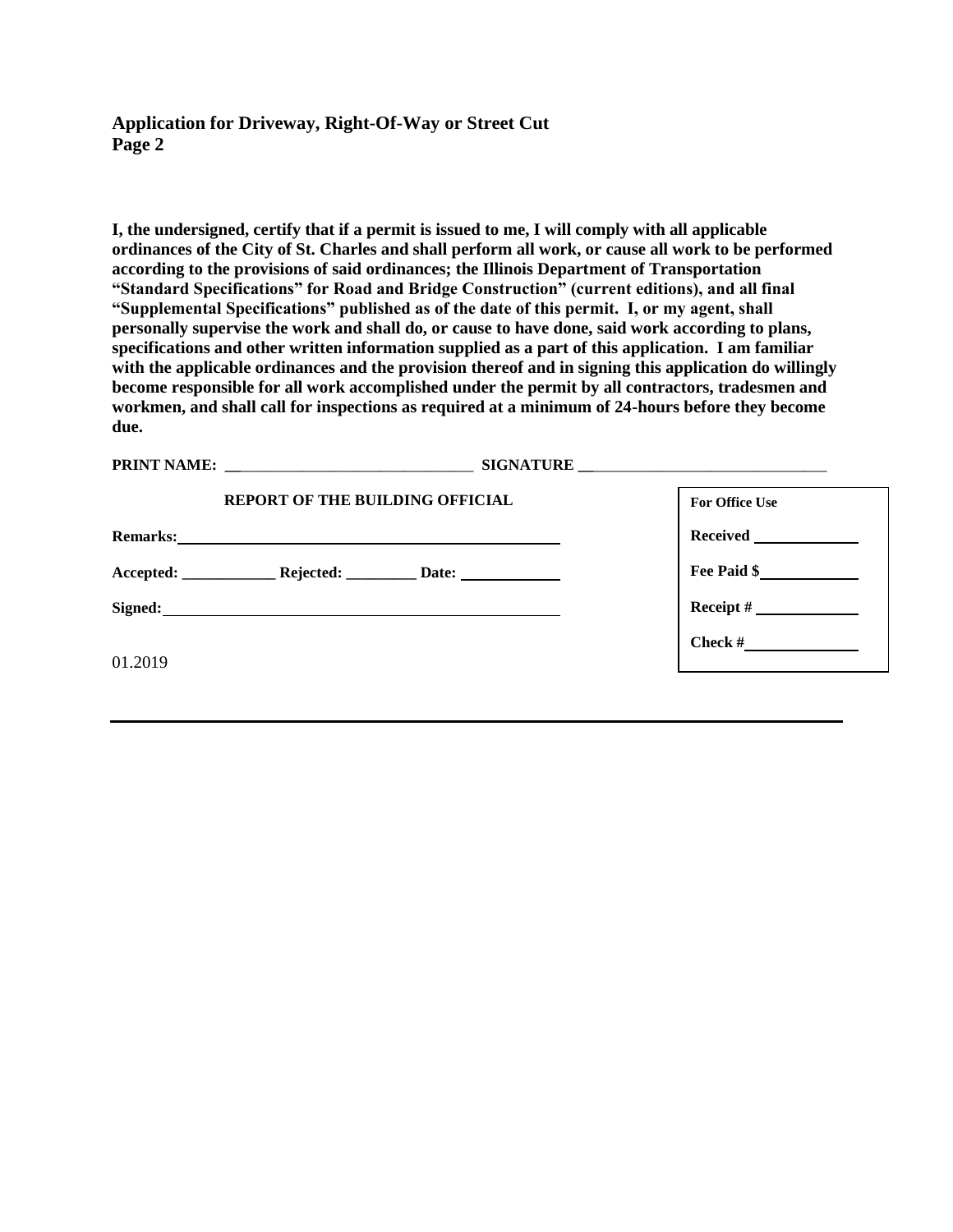**Application for Driveway, Right-Of-Way or Street Cut**
**Page 2**

**I, the undersigned, certify that if a permit is issued to me, I will comply with all applicable ordinances of the City of St. Charles and shall perform all work, or cause all work to be performed according to the provisions of said ordinances; the Illinois Department of Transportation "Standard Specifications" for Road and Bridge Construction" (current editions), and all final "Supplemental Specifications" published as of the date of this permit. I, or my agent, shall personally supervise the work and shall do, or cause to have done, said work according to plans, specifications and other written information supplied as a part of this application. I am familiar with the applicable ordinances and the provision thereof and in signing this application do willingly become responsible for all work accomplished under the permit by all contractors, tradesmen and workmen, and shall call for inspections as required at a minimum of 24-hours before they become due.**

**PRINT NAME:** ______________________________ **SIGNATURE** ______________________________

**REPORT OF THE BUILDING OFFICIAL**

**Remarks:** ______________________________

**Accepted:** ____________ **Rejected:** _________ **Date:** ____________

**Signed:** ______________________________

01.2019

**For Office Use**

**Received** ____________

**Fee Paid $** ____________

**Receipt #** ____________

**Check #** ____________